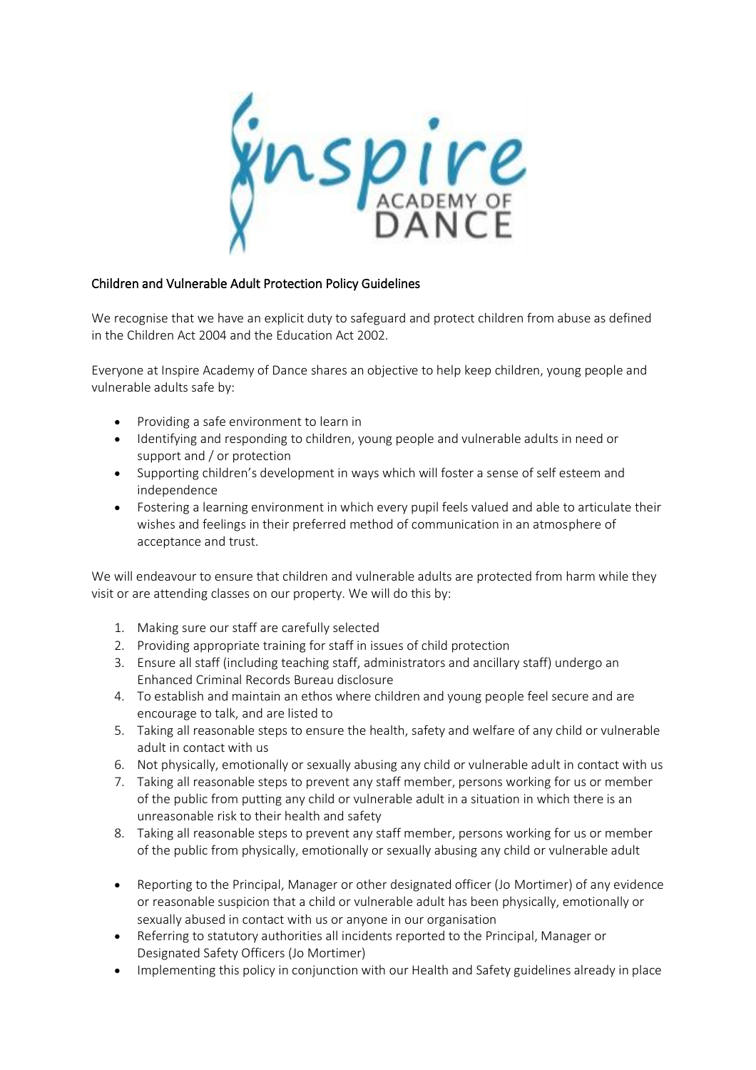## Children and Vulnerable Adult Protection Policy Guidelines

We recognise that we have an explicit duty to safeguard and protect children from abuse as defined in the Children Act 2004 and the Education Act 2002.

Everyone at Inspire Academy of Dance shares an objective to help keep children, young people and vulnerable adults safe by:

- Providing a safe environment to learn in
- Identifying and responding to children, young people and vulnerable adults in need or support and / or protection
- Supporting children's development in ways which will foster a sense of self esteem and independence
- Fostering a learning environment in which every pupil feels valued and able to articulate their wishes and feelings in their preferred method of communication in an atmosphere of acceptance and trust.

We will endeavour to ensure that children and vulnerable adults are protected from harm while they visit or are attending classes on our property. We will do this by:

1. Making sure our staff are carefully selected
2. Providing appropriate training for staff in issues of child protection
3. Ensure all staff (including teaching staff, administrators and ancillary staff) undergo an Enhanced Criminal Records Bureau disclosure
4. To establish and maintain an ethos where children and young people feel secure and are encourage to talk, and are listed to
5. Taking all reasonable steps to ensure the health, safety and welfare of any child or vulnerable adult in contact with us
6. Not physically, emotionally or sexually abusing any child or vulnerable adult in contact with us
7. Taking all reasonable steps to prevent any staff member, persons working for us or member of the public from putting any child or vulnerable adult in a situation in which there is an unreasonable risk to their health and safety
8. Taking all reasonable steps to prevent any staff member, persons working for us or member of the public from physically, emotionally or sexually abusing any child or vulnerable adult

- Reporting to the Principal, Manager or other designated officer (Jo Mortimer) of any evidence or reasonable suspicion that a child or vulnerable adult has been physically, emotionally or sexually abused in contact with us or anyone in our organisation
- Referring to statutory authorities all incidents reported to the Principal, Manager or Designated Safety Officers (Jo Mortimer)
- Implementing this policy in conjunction with our Health and Safety guidelines already in place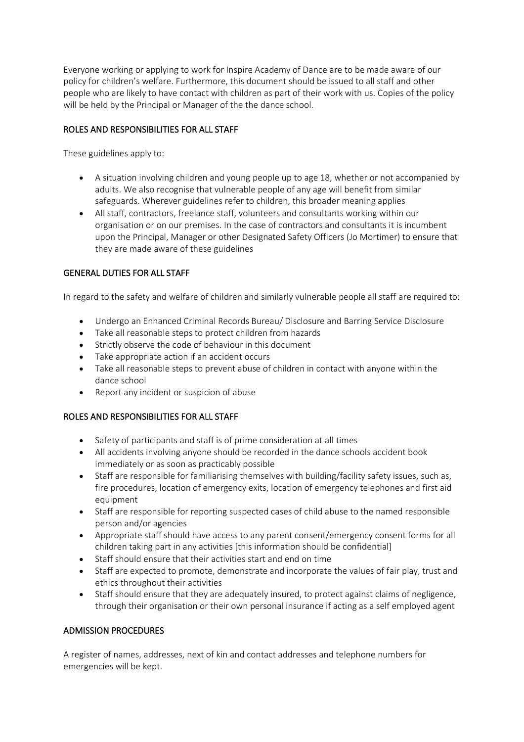Everyone working or applying to work for Inspire Academy of Dance are to be made aware of our policy for children's welfare. Furthermore, this document should be issued to all staff and other people who are likely to have contact with children as part of their work with us. Copies of the policy will be held by the Principal or Manager of the the dance school.

## ROLES AND RESPONSIBILITIES FOR ALL STAFF

These guidelines apply to:

- A situation involving children and young people up to age 18, whether or not accompanied by adults. We also recognise that vulnerable people of any age will benefit from similar safeguards. Wherever guidelines refer to children, this broader meaning applies
- All staff, contractors, freelance staff, volunteers and consultants working within our organisation or on our premises. In the case of contractors and consultants it is incumbent upon the Principal, Manager or other Designated Safety Officers (Jo Mortimer) to ensure that they are made aware of these guidelines

## GENERAL DUTIES FOR ALL STAFF

In regard to the safety and welfare of children and similarly vulnerable people all staff are required to:

- Undergo an Enhanced Criminal Records Bureau/ Disclosure and Barring Service Disclosure
- Take all reasonable steps to protect children from hazards
- Strictly observe the code of behaviour in this document
- Take appropriate action if an accident occurs
- Take all reasonable steps to prevent abuse of children in contact with anyone within the dance school
- Report any incident or suspicion of abuse

## ROLES AND RESPONSIBILITIES FOR ALL STAFF

- Safety of participants and staff is of prime consideration at all times
- All accidents involving anyone should be recorded in the dance schools accident book immediately or as soon as practicably possible
- Staff are responsible for familiarising themselves with building/facility safety issues, such as, fire procedures, location of emergency exits, location of emergency telephones and first aid equipment
- Staff are responsible for reporting suspected cases of child abuse to the named responsible person and/or agencies
- Appropriate staff should have access to any parent consent/emergency consent forms for all children taking part in any activities [this information should be confidential]
- Staff should ensure that their activities start and end on time
- Staff are expected to promote, demonstrate and incorporate the values of fair play, trust and ethics throughout their activities
- Staff should ensure that they are adequately insured, to protect against claims of negligence, through their organisation or their own personal insurance if acting as a self employed agent

## ADMISSION PROCEDURES

A register of names, addresses, next of kin and contact addresses and telephone numbers for emergencies will be kept.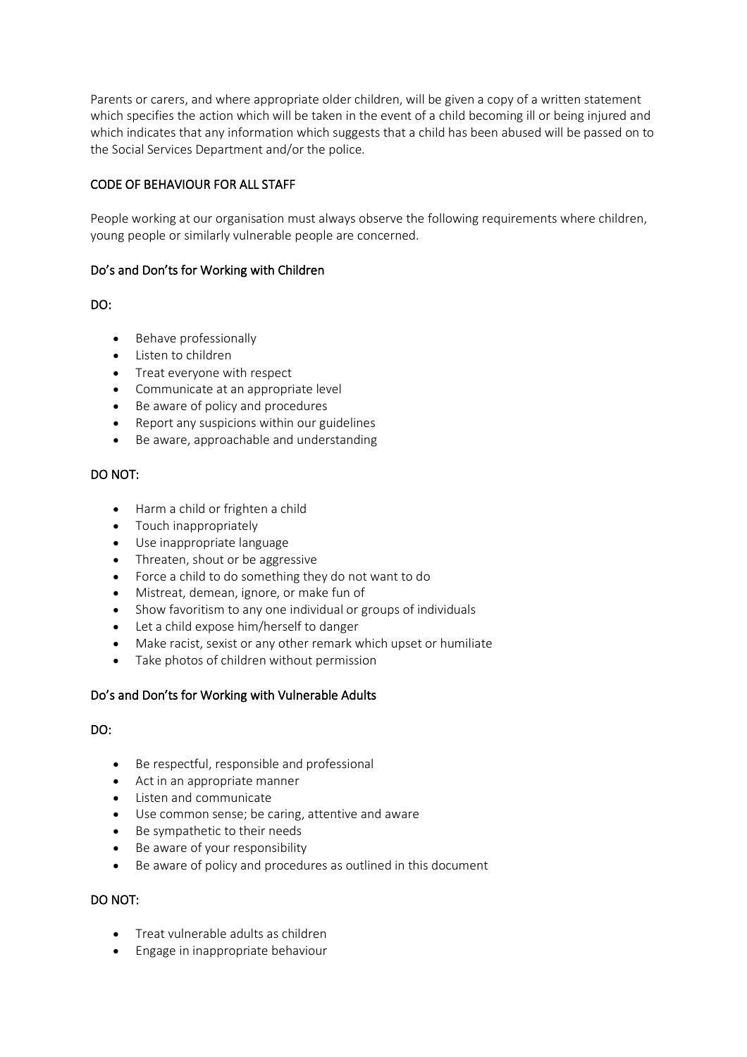Parents or carers, and where appropriate older children, will be given a copy of a written statement which specifies the action which will be taken in the event of a child becoming ill or being injured and which indicates that any information which suggests that a child has been abused will be passed on to the Social Services Department and/or the police.

## CODE OF BEHAVIOUR FOR ALL STAFF

People working at our organisation must always observe the following requirements where children, young people or similarly vulnerable people are concerned.

### Do's and Don'ts for Working with Children

**DO:**

- Behave professionally
- Listen to children
- Treat everyone with respect
- Communicate at an appropriate level
- Be aware of policy and procedures
- Report any suspicions within our guidelines
- Be aware, approachable and understanding

**DO NOT:**

- Harm a child or frighten a child
- Touch inappropriately
- Use inappropriate language
- Threaten, shout or be aggressive
- Force a child to do something they do not want to do
- Mistreat, demean, ignore, or make fun of
- Show favoritism to any one individual or groups of individuals
- Let a child expose him/herself to danger
- Make racist, sexist or any other remark which upset or humiliate
- Take photos of children without permission

### Do's and Don'ts for Working with Vulnerable Adults

**DO:**

- Be respectful, responsible and professional
- Act in an appropriate manner
- Listen and communicate
- Use common sense; be caring, attentive and aware
- Be sympathetic to their needs
- Be aware of your responsibility
- Be aware of policy and procedures as outlined in this document

**DO NOT:**

- Treat vulnerable adults as children
- Engage in inappropriate behaviour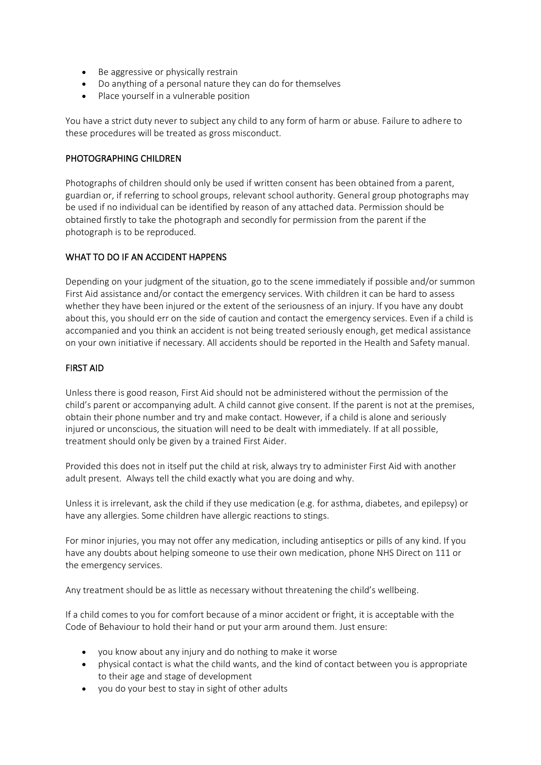- Be aggressive or physically restrain
- Do anything of a personal nature they can do for themselves
- Place yourself in a vulnerable position

You have a strict duty never to subject any child to any form of harm or abuse. Failure to adhere to these procedures will be treated as gross misconduct.

## PHOTOGRAPHING CHILDREN

Photographs of children should only be used if written consent has been obtained from a parent, guardian or, if referring to school groups, relevant school authority. General group photographs may be used if no individual can be identified by reason of any attached data. Permission should be obtained firstly to take the photograph and secondly for permission from the parent if the photograph is to be reproduced.

## WHAT TO DO IF AN ACCIDENT HAPPENS

Depending on your judgment of the situation, go to the scene immediately if possible and/or summon First Aid assistance and/or contact the emergency services. With children it can be hard to assess whether they have been injured or the extent of the seriousness of an injury. If you have any doubt about this, you should err on the side of caution and contact the emergency services. Even if a child is accompanied and you think an accident is not being treated seriously enough, get medical assistance on your own initiative if necessary. All accidents should be reported in the Health and Safety manual.

## FIRST AID

Unless there is good reason, First Aid should not be administered without the permission of the child's parent or accompanying adult. A child cannot give consent. If the parent is not at the premises, obtain their phone number and try and make contact. However, if a child is alone and seriously injured or unconscious, the situation will need to be dealt with immediately. If at all possible, treatment should only be given by a trained First Aider.

Provided this does not in itself put the child at risk, always try to administer First Aid with another adult present. Always tell the child exactly what you are doing and why.

Unless it is irrelevant, ask the child if they use medication (e.g. for asthma, diabetes, and epilepsy) or have any allergies. Some children have allergic reactions to stings.

For minor injuries, you may not offer any medication, including antiseptics or pills of any kind. If you have any doubts about helping someone to use their own medication, phone NHS Direct on 111 or the emergency services.

Any treatment should be as little as necessary without threatening the child's wellbeing.

If a child comes to you for comfort because of a minor accident or fright, it is acceptable with the Code of Behaviour to hold their hand or put your arm around them. Just ensure:

- you know about any injury and do nothing to make it worse
- physical contact is what the child wants, and the kind of contact between you is appropriate to their age and stage of development
- you do your best to stay in sight of other adults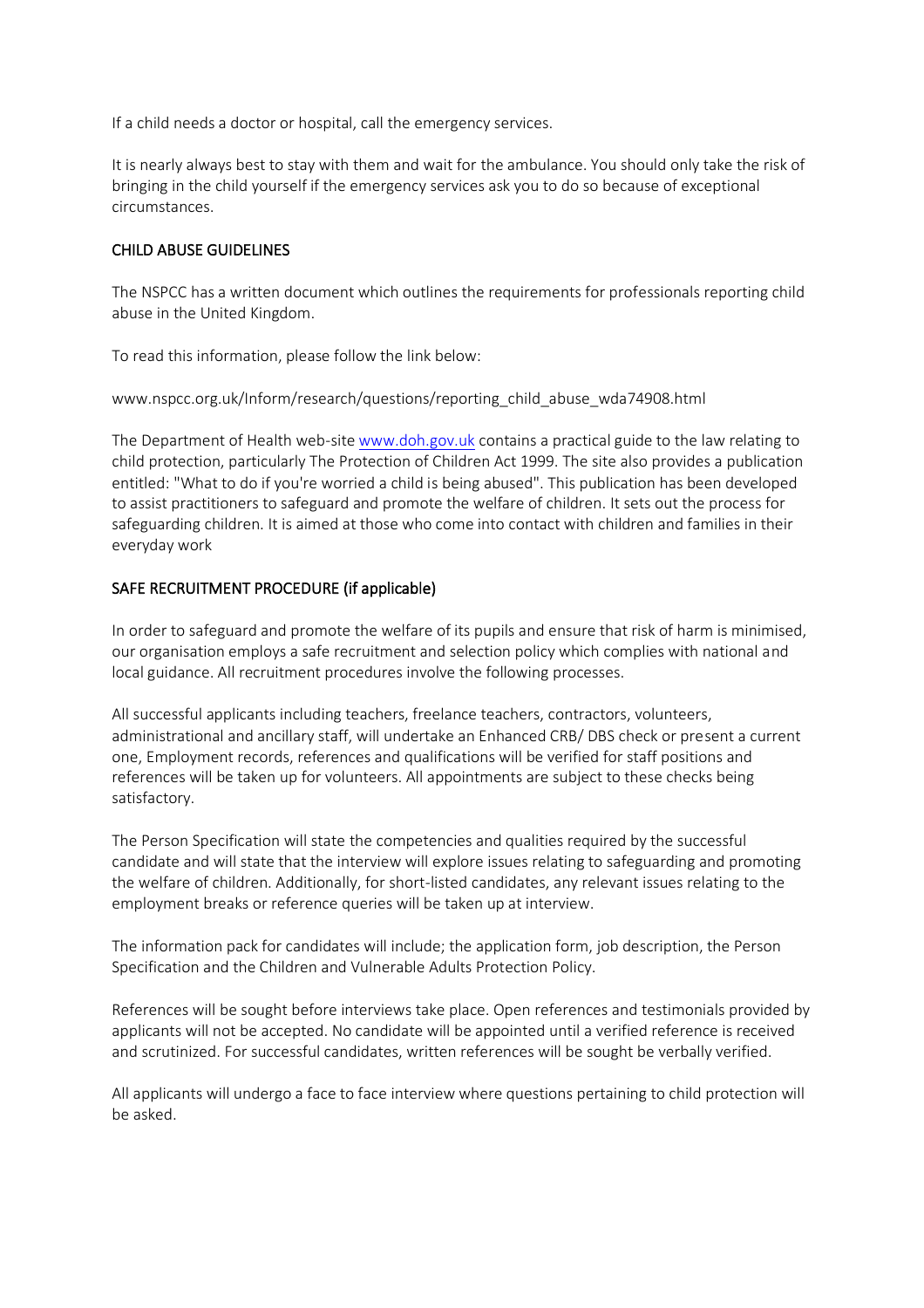If a child needs a doctor or hospital, call the emergency services.

It is nearly always best to stay with them and wait for the ambulance. You should only take the risk of bringing in the child yourself if the emergency services ask you to do so because of exceptional circumstances.

## CHILD ABUSE GUIDELINES

The NSPCC has a written document which outlines the requirements for professionals reporting child abuse in the United Kingdom.

To read this information, please follow the link below:

www.nspcc.org.uk/Inform/research/questions/reporting_child_abuse_wda74908.html

The Department of Health web-site [www.doh.gov.uk](www.doh.gov.uk) contains a practical guide to the law relating to child protection, particularly The Protection of Children Act 1999. The site also provides a publication entitled: "What to do if you're worried a child is being abused". This publication has been developed to assist practitioners to safeguard and promote the welfare of children. It sets out the process for safeguarding children. It is aimed at those who come into contact with children and families in their everyday work

## SAFE RECRUITMENT PROCEDURE (if applicable)

In order to safeguard and promote the welfare of its pupils and ensure that risk of harm is minimised, our organisation employs a safe recruitment and selection policy which complies with national and local guidance. All recruitment procedures involve the following processes.

All successful applicants including teachers, freelance teachers, contractors, volunteers, administrational and ancillary staff, will undertake an Enhanced CRB/ DBS check or present a current one, Employment records, references and qualifications will be verified for staff positions and references will be taken up for volunteers. All appointments are subject to these checks being satisfactory.

The Person Specification will state the competencies and qualities required by the successful candidate and will state that the interview will explore issues relating to safeguarding and promoting the welfare of children. Additionally, for short-listed candidates, any relevant issues relating to the employment breaks or reference queries will be taken up at interview.

The information pack for candidates will include; the application form, job description, the Person Specification and the Children and Vulnerable Adults Protection Policy.

References will be sought before interviews take place. Open references and testimonials provided by applicants will not be accepted. No candidate will be appointed until a verified reference is received and scrutinized. For successful candidates, written references will be sought be verbally verified.

All applicants will undergo a face to face interview where questions pertaining to child protection will be asked.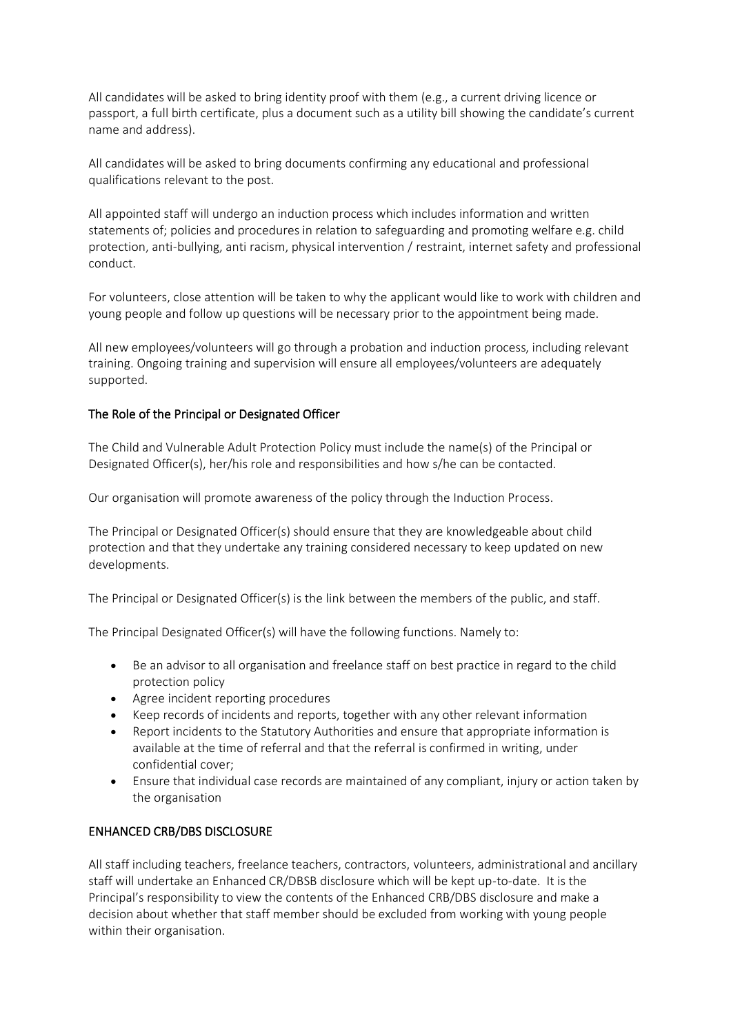All candidates will be asked to bring identity proof with them (e.g., a current driving licence or passport, a full birth certificate, plus a document such as a utility bill showing the candidate's current name and address).

All candidates will be asked to bring documents confirming any educational and professional qualifications relevant to the post.

All appointed staff will undergo an induction process which includes information and written statements of; policies and procedures in relation to safeguarding and promoting welfare e.g. child protection, anti-bullying, anti racism, physical intervention / restraint, internet safety and professional conduct.

For volunteers, close attention will be taken to why the applicant would like to work with children and young people and follow up questions will be necessary prior to the appointment being made.

All new employees/volunteers will go through a probation and induction process, including relevant training. Ongoing training and supervision will ensure all employees/volunteers are adequately supported.

## The Role of the Principal or Designated Officer

The Child and Vulnerable Adult Protection Policy must include the name(s) of the Principal or Designated Officer(s), her/his role and responsibilities and how s/he can be contacted.

Our organisation will promote awareness of the policy through the Induction Process.

The Principal or Designated Officer(s) should ensure that they are knowledgeable about child protection and that they undertake any training considered necessary to keep updated on new developments.

The Principal or Designated Officer(s) is the link between the members of the public, and staff.

The Principal Designated Officer(s) will have the following functions. Namely to:

- Be an advisor to all organisation and freelance staff on best practice in regard to the child protection policy
- Agree incident reporting procedures
- Keep records of incidents and reports, together with any other relevant information
- Report incidents to the Statutory Authorities and ensure that appropriate information is available at the time of referral and that the referral is confirmed in writing, under confidential cover;
- Ensure that individual case records are maintained of any compliant, injury or action taken by the organisation

## ENHANCED CRB/DBS DISCLOSURE

All staff including teachers, freelance teachers, contractors, volunteers, administrational and ancillary staff will undertake an Enhanced CR/DBSB disclosure which will be kept up-to-date. It is the Principal's responsibility to view the contents of the Enhanced CRB/DBS disclosure and make a decision about whether that staff member should be excluded from working with young people within their organisation.